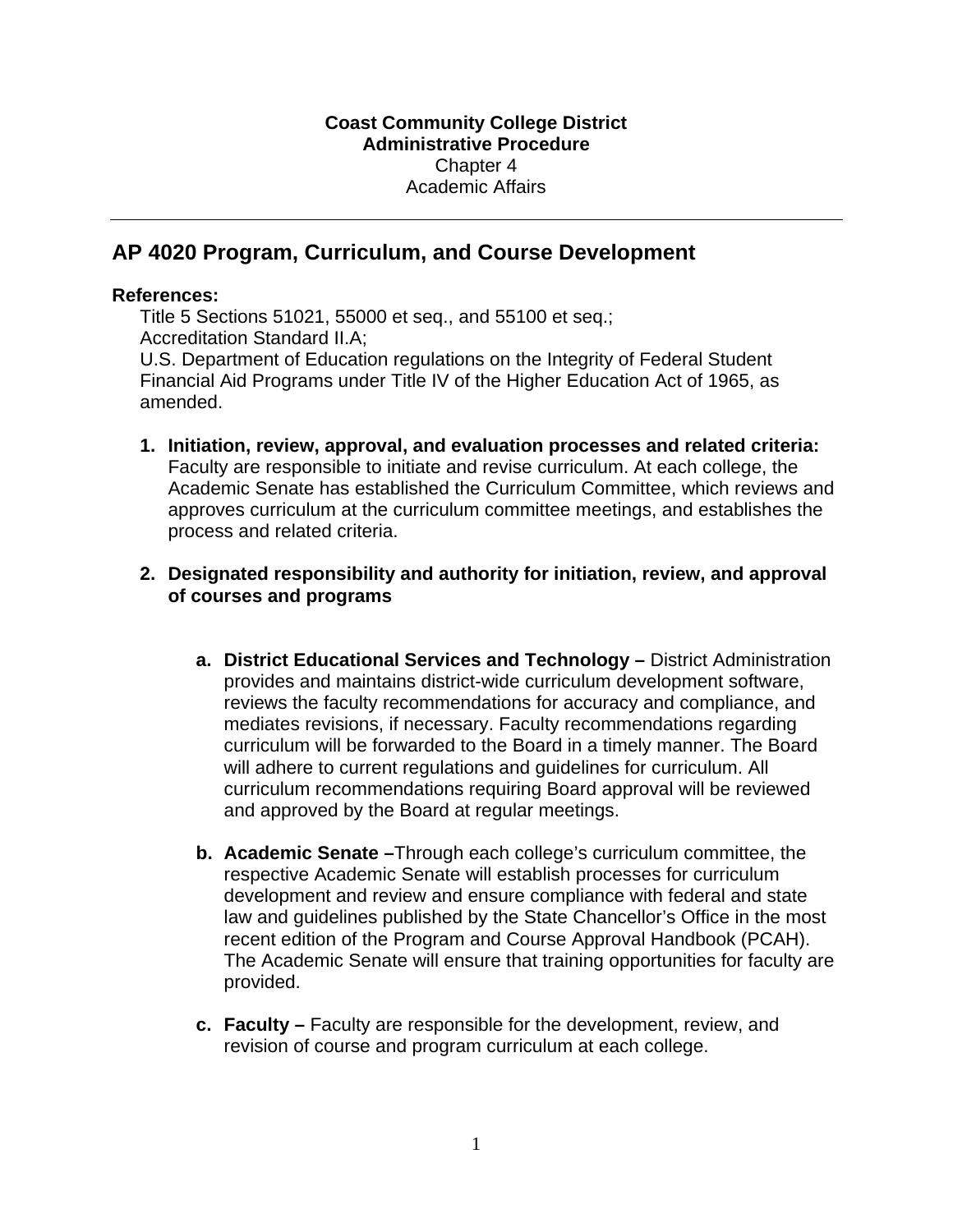**Coast Community College District**
**Administrative Procedure**
Chapter 4
Academic Affairs

---

## AP 4020 Program, Curriculum, and Course Development

**References:**

Title 5 Sections 51021, 55000 et seq., and 55100 et seq.;
Accreditation Standard II.A;
U.S. Department of Education regulations on the Integrity of Federal Student Financial Aid Programs under Title IV of the Higher Education Act of 1965, as amended.

1. **Initiation, review, approval, and evaluation processes and related criteria:** Faculty are responsible to initiate and revise curriculum. At each college, the Academic Senate has established the Curriculum Committee, which reviews and approves curriculum at the curriculum committee meetings, and establishes the process and related criteria.

2. **Designated responsibility and authority for initiation, review, and approval of courses and programs**

   a. **District Educational Services and Technology –** District Administration provides and maintains district-wide curriculum development software, reviews the faculty recommendations for accuracy and compliance, and mediates revisions, if necessary. Faculty recommendations regarding curriculum will be forwarded to the Board in a timely manner. The Board will adhere to current regulations and guidelines for curriculum. All curriculum recommendations requiring Board approval will be reviewed and approved by the Board at regular meetings.

   b. **Academic Senate –**Through each college's curriculum committee, the respective Academic Senate will establish processes for curriculum development and review and ensure compliance with federal and state law and guidelines published by the State Chancellor's Office in the most recent edition of the Program and Course Approval Handbook (PCAH). The Academic Senate will ensure that training opportunities for faculty are provided.

   c. **Faculty –** Faculty are responsible for the development, review, and revision of course and program curriculum at each college.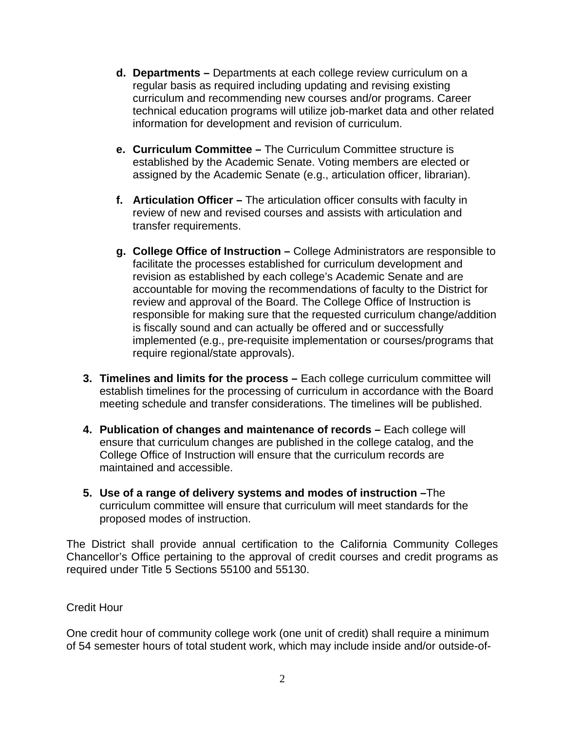d. **Departments –** Departments at each college review curriculum on a regular basis as required including updating and revising existing curriculum and recommending new courses and/or programs. Career technical education programs will utilize job-market data and other related information for development and revision of curriculum.

   e. **Curriculum Committee –** The Curriculum Committee structure is established by the Academic Senate. Voting members are elected or assigned by the Academic Senate (e.g., articulation officer, librarian).

   f. **Articulation Officer –** The articulation officer consults with faculty in review of new and revised courses and assists with articulation and transfer requirements.

   g. **College Office of Instruction –** College Administrators are responsible to facilitate the processes established for curriculum development and revision as established by each college's Academic Senate and are accountable for moving the recommendations of faculty to the District for review and approval of the Board. The College Office of Instruction is responsible for making sure that the requested curriculum change/addition is fiscally sound and can actually be offered and or successfully implemented (e.g., pre-requisite implementation or courses/programs that require regional/state approvals).

3. **Timelines and limits for the process –** Each college curriculum committee will establish timelines for the processing of curriculum in accordance with the Board meeting schedule and transfer considerations. The timelines will be published.

4. **Publication of changes and maintenance of records –** Each college will ensure that curriculum changes are published in the college catalog, and the College Office of Instruction will ensure that the curriculum records are maintained and accessible.

5. **Use of a range of delivery systems and modes of instruction –**The curriculum committee will ensure that curriculum will meet standards for the proposed modes of instruction.

The District shall provide annual certification to the California Community Colleges Chancellor's Office pertaining to the approval of credit courses and credit programs as required under Title 5 Sections 55100 and 55130.

Credit Hour

One credit hour of community college work (one unit of credit) shall require a minimum of 54 semester hours of total student work, which may include inside and/or outside-of-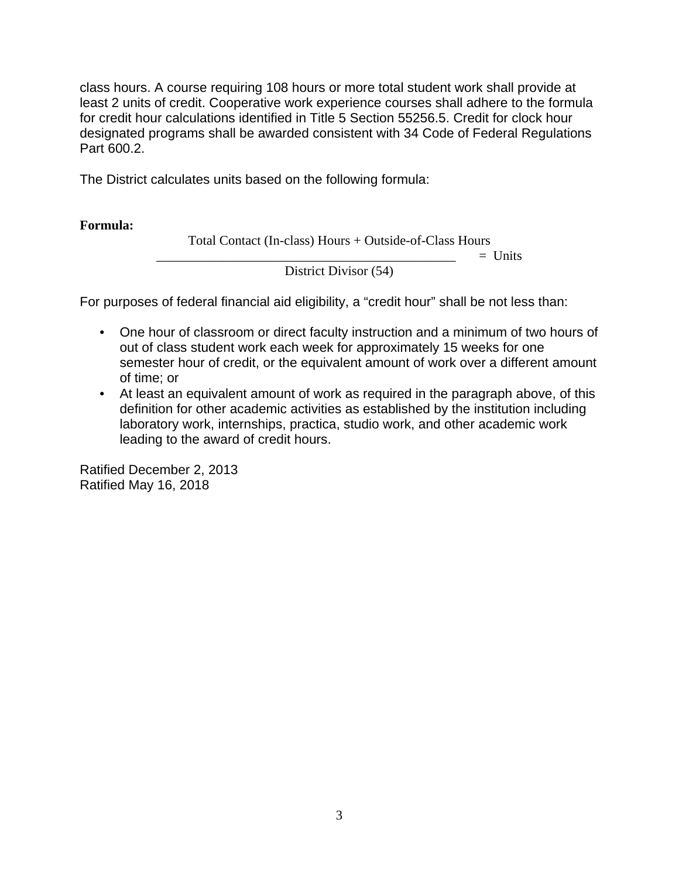class hours. A course requiring 108 hours or more total student work shall provide at least 2 units of credit. Cooperative work experience courses shall adhere to the formula for credit hour calculations identified in Title 5 Section 55256.5. Credit for clock hour designated programs shall be awarded consistent with 34 Code of Federal Regulations Part 600.2.

The District calculates units based on the following formula:

**Formula:**

$$\frac{\text{Total Contact (In-class) Hours} + \text{Outside-of-Class Hours}}{\text{District Divisor (54)}} = \text{Units}$$

For purposes of federal financial aid eligibility, a "credit hour" shall be not less than:

- One hour of classroom or direct faculty instruction and a minimum of two hours of out of class student work each week for approximately 15 weeks for one semester hour of credit, or the equivalent amount of work over a different amount of time; or
- At least an equivalent amount of work as required in the paragraph above, of this definition for other academic activities as established by the institution including laboratory work, internships, practica, studio work, and other academic work leading to the award of credit hours.

Ratified December 2, 2013
Ratified May 16, 2018